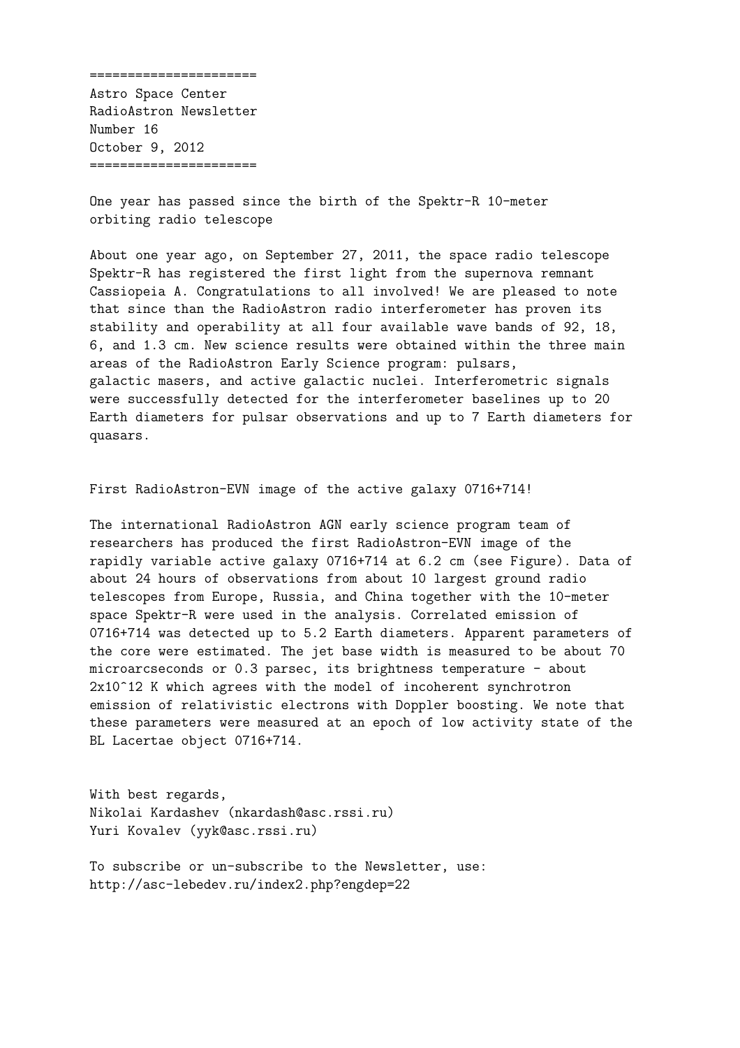======================

Astro Space Center
RadioAstron Newsletter
Number 16
October 9, 2012

======================

One year has passed since the birth of the Spektr-R 10-meter orbiting radio telescope

About one year ago, on September 27, 2011, the space radio telescope Spektr-R has registered the first light from the supernova remnant Cassiopeia A. Congratulations to all involved! We are pleased to note that since than the RadioAstron radio interferometer has proven its stability and operability at all four available wave bands of 92, 18, 6, and 1.3 cm. New science results were obtained within the three main areas of the RadioAstron Early Science program: pulsars, galactic masers, and active galactic nuclei. Interferometric signals were successfully detected for the interferometer baselines up to 20 Earth diameters for pulsar observations and up to 7 Earth diameters for quasars.

First RadioAstron-EVN image of the active galaxy 0716+714!

The international RadioAstron AGN early science program team of researchers has produced the first RadioAstron-EVN image of the rapidly variable active galaxy 0716+714 at 6.2 cm (see Figure). Data of about 24 hours of observations from about 10 largest ground radio telescopes from Europe, Russia, and China together with the 10-meter space Spektr-R were used in the analysis. Correlated emission of 0716+714 was detected up to 5.2 Earth diameters. Apparent parameters of the core were estimated. The jet base width is measured to be about 70 microarcseconds or 0.3 parsec, its brightness temperature - about $2 \times 10^{12}$ K which agrees with the model of incoherent synchrotron emission of relativistic electrons with Doppler boosting. We note that these parameters were measured at an epoch of low activity state of the BL Lacertae object 0716+714.

With best regards,
Nikolai Kardashev (nkardash@asc.rssi.ru)
Yuri Kovalev (yyk@asc.rssi.ru)

To subscribe or un-subscribe to the Newsletter, use:
http://asc-lebedev.ru/index2.php?engdep=22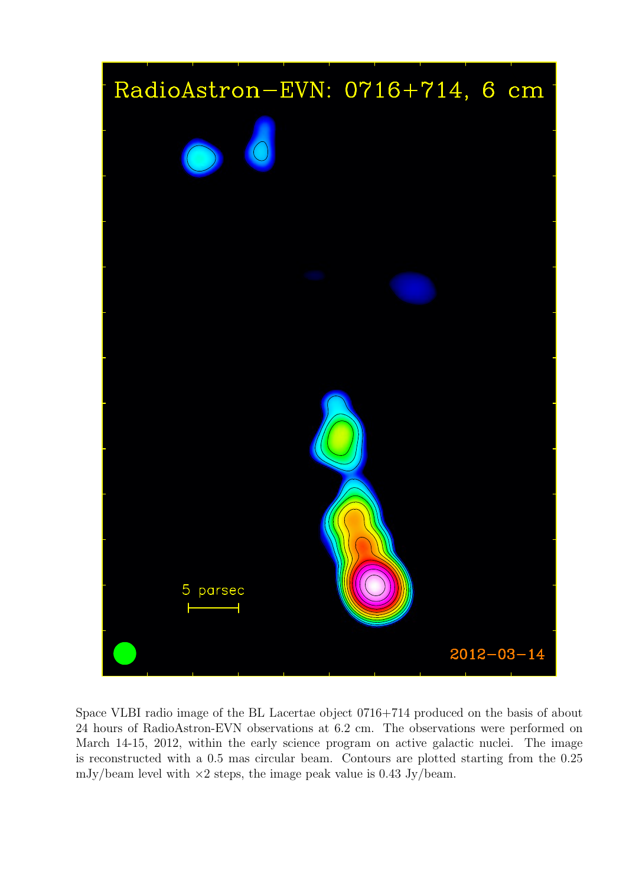RadioAstron−EVN: 0716+714, 6 cm

5 parsec

2012−03−14

Space VLBI radio image of the BL Lacertae object 0716+714 produced on the basis of about 24 hours of RadioAstron-EVN observations at 6.2 cm. The observations were performed on March 14-15, 2012, within the early science program on active galactic nuclei. The image is reconstructed with a 0.5 mas circular beam. Contours are plotted starting from the 0.25 mJy/beam level with $\times 2$ steps, the image peak value is 0.43 Jy/beam.